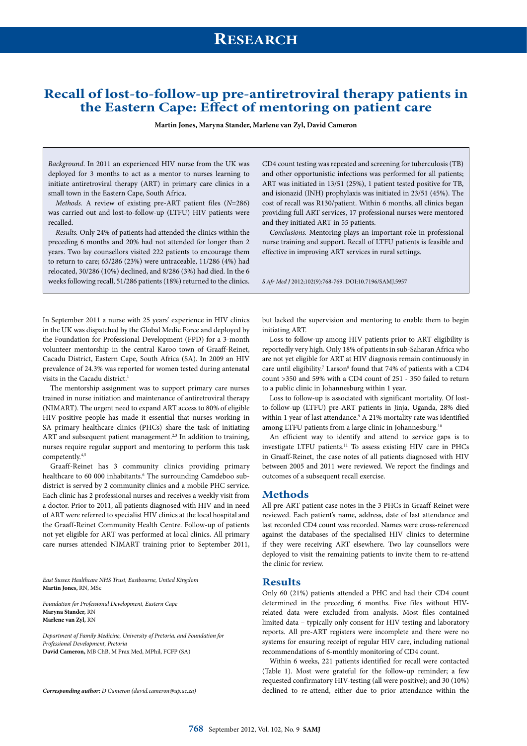# Research

# Recall of lost-to-follow-up pre-antiretroviral therapy patients in the Eastern Cape: Effect of mentoring on patient care

**Martin Jones, Maryna Stander, Marlene van Zyl, David Cameron**

*Background*. In 2011 an experienced HIV nurse from the UK was deployed for 3 months to act as a mentor to nurses learning to initiate antiretroviral therapy (ART) in primary care clinics in a small town in the Eastern Cape, South Africa.

*Methods*. A review of existing pre-ART patient files (*N*=286) was carried out and lost-to-follow-up (LTFU) HIV patients were recalled.

*Results*. Only 24% of patients had attended the clinics within the preceding 6 months and 20% had not attended for longer than 2 years. Two lay counsellors visited 222 patients to encourage them to return to care; 65/286 (23%) were untraceable, 11/286 (4%) had relocated, 30/286 (10%) declined, and 8/286 (3%) had died. In the 6 weeks following recall, 51/286 patients (18%) returned to the clinics. CD4 count testing was repeated and screening for tuberculosis (TB) and other opportunistic infections was performed for all patients; ART was initiated in 13/51 (25%), 1 patient tested positive for TB, and isionazid (INH) prophylaxis was initiated in 23/51 (45%). The cost of recall was R130/patient. Within 6 months, all clinics began providing full ART services, 17 professional nurses were mentored and they initiated ART in 55 patients.

*Conclusions*. Mentoring plays an important role in professional nurse training and support. Recall of LTFU patients is feasible and effective in improving ART services in rural settings.

*S Afr Med J* 2012;102(9):768-769. DOI:10.7196/SAMJ.5957

In September 2011 a nurse with 25 years' experience in HIV clinics in the UK was dispatched by the Global Medic Force and deployed by the Foundation for Professional Development (FPD) for a 3-month volunteer mentorship in the central Karoo town of Graaff-Reinet, Cacadu District, Eastern Cape, South Africa (SA). In 2009 an HIV prevalence of 24.3% was reported for women tested during antenatal visits in the Cacadu district.[1]

The mentorship assignment was to support primary care nurses trained in nurse initiation and maintenance of antiretroviral therapy (NIMART). The urgent need to expand ART access to 80% of eligible HIV-positive people has made it essential that nurses working in SA primary healthcare clinics (PHCs) share the task of initiating ART and subsequent patient management.[2,3] In addition to training, nurses require regular support and mentoring to perform this task competently.[4,5]

Graaff-Reinet has 3 community clinics providing primary healthcare to 60 000 inhabitants.[6] The surrounding Camdeboo sub-district is served by 2 community clinics and a mobile PHC service. Each clinic has 2 professional nurses and receives a weekly visit from a doctor. Prior to 2011, all patients diagnosed with HIV and in need of ART were referred to specialist HIV clinics at the local hospital and the Graaff-Reinet Community Health Centre. Follow-up of patients not yet eligible for ART was performed at local clinics. All primary care nurses attended NIMART training prior to September 2011, but lacked the supervision and mentoring to enable them to begin initiating ART.

Loss to follow-up among HIV patients prior to ART eligibility is reportedly very high. Only 18% of patients in sub-Saharan Africa who are not yet eligible for ART at HIV diagnosis remain continuously in care until eligibility.[7] Larson[8] found that 74% of patients with a CD4 count >350 and 59% with a CD4 count of 251 - 350 failed to return to a public clinic in Johannesburg within 1 year.

Loss to follow-up is associated with significant mortality. Of lost-to-follow-up (LTFU) pre-ART patients in Jinja, Uganda, 28% died within 1 year of last attendance.[9] A 21% mortality rate was identified among LTFU patients from a large clinic in Johannesburg.[10]

An efficient way to identify and attend to service gaps is to investigate LTFU patients.[11] To assess existing HIV care in PHCs in Graaff-Reinet, the case notes of all patients diagnosed with HIV between 2005 and 2011 were reviewed. We report the findings and outcomes of a subsequent recall exercise.

## Methods

All pre-ART patient case notes in the 3 PHCs in Graaff-Reinet were reviewed. Each patient's name, address, date of last attendance and last recorded CD4 count was recorded. Names were cross-referenced against the databases of the specialised HIV clinics to determine if they were receiving ART elsewhere. Two lay counsellors were deployed to visit the remaining patients to invite them to re-attend the clinic for review.

## Results

Only 60 (21%) patients attended a PHC and had their CD4 count determined in the preceding 6 months. Five files without HIV-related data were excluded from analysis. Most files contained limited data – typically only consent for HIV testing and laboratory reports. All pre-ART registers were incomplete and there were no systems for ensuring receipt of regular HIV care, including national recommendations of 6-monthly monitoring of CD4 count.

Within 6 weeks, 221 patients identified for recall were contacted (Table 1). Most were grateful for the follow-up reminder; a few requested confirmatory HIV-testing (all were positive); and 30 (10%) declined to re-attend, either due to prior attendance within the

*East Sussex Healthcare NHS Trust, Eastbourne, United Kingdom*
**Martin Jones,** RN, MSc

*Foundation for Professional Development, Eastern Cape*
**Maryna Stander,** RN
**Marlene van Zyl,** RN

*Department of Family Medicine, University of Pretoria, and Foundation for Professional Development, Pretoria*
**David Cameron,** MB ChB, M Prax Med, MPhil, FCFP (SA)

***Corresponding author:*** *D Cameron (david.cameron@up.ac.za)*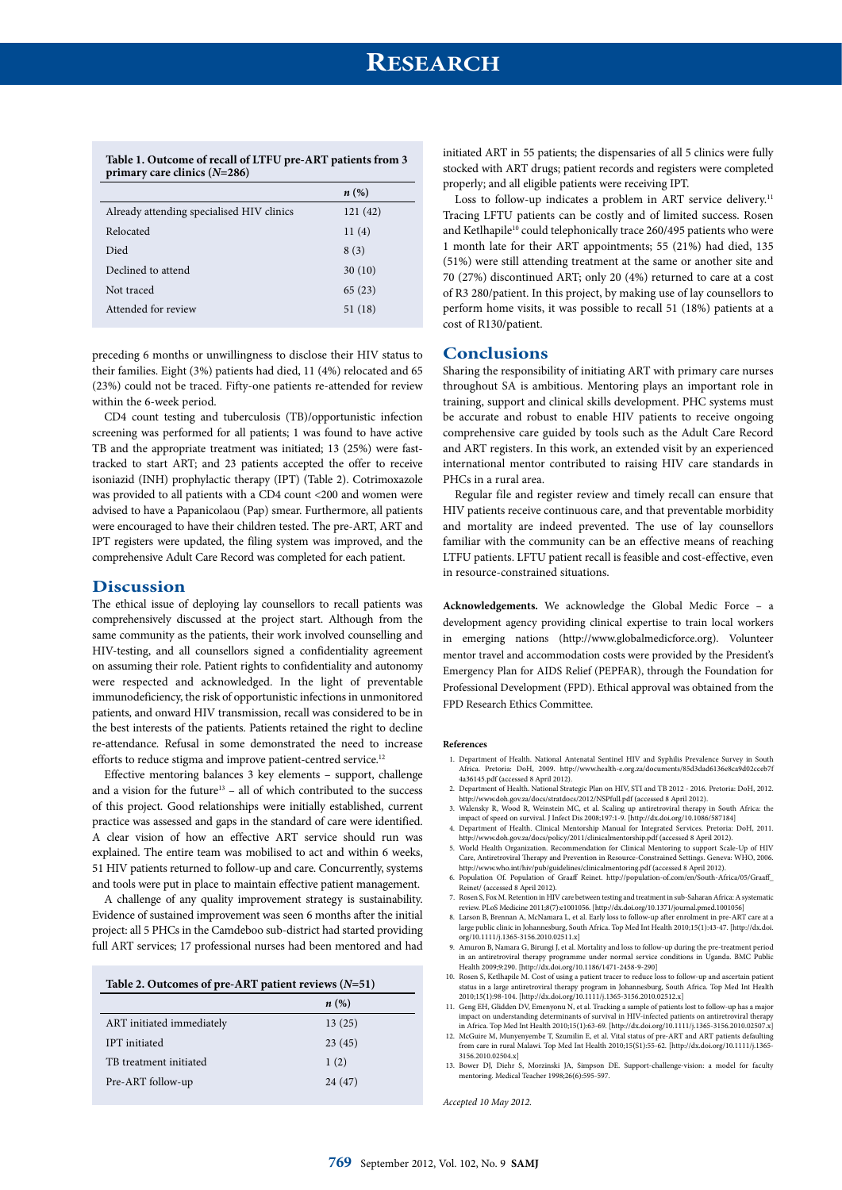**Table 1. Outcome of recall of LTFU pre-ART patients from 3 primary care clinics (*N*=286)**

| | *n* (%) |
|---|---|
| Already attending specialised HIV clinics | 121 (42) |
| Relocated | 11 (4) |
| Died | 8 (3) |
| Declined to attend | 30 (10) |
| Not traced | 65 (23) |
| Attended for review | 51 (18) |

preceding 6 months or unwillingness to disclose their HIV status to their families. Eight (3%) patients had died, 11 (4%) relocated and 65 (23%) could not be traced. Fifty-one patients re-attended for review within the 6-week period.

CD4 count testing and tuberculosis (TB)/opportunistic infection screening was performed for all patients; 1 was found to have active TB and the appropriate treatment was initiated; 13 (25%) were fast-tracked to start ART; and 23 patients accepted the offer to receive isoniazid (INH) prophylactic therapy (IPT) (Table 2). Cotrimoxazole was provided to all patients with a CD4 count <200 and women were advised to have a Papanicolaou (Pap) smear. Furthermore, all patients were encouraged to have their children tested. The pre-ART, ART and IPT registers were updated, the filing system was improved, and the comprehensive Adult Care Record was completed for each patient.

## Discussion

The ethical issue of deploying lay counsellors to recall patients was comprehensively discussed at the project start. Although from the same community as the patients, their work involved counselling and HIV-testing, and all counsellors signed a confidentiality agreement on assuming their role. Patient rights to confidentiality and autonomy were respected and acknowledged. In the light of preventable immunodeficiency, the risk of opportunistic infections in unmonitored patients, and onward HIV transmission, recall was considered to be in the best interests of the patients. Patients retained the right to decline re-attendance. Refusal in some demonstrated the need to increase efforts to reduce stigma and improve patient-centred service.[12]

Effective mentoring balances 3 key elements – support, challenge and a vision for the future[13] – all of which contributed to the success of this project. Good relationships were initially established, current practice was assessed and gaps in the standard of care were identified. A clear vision of how an effective ART service should run was explained. The entire team was mobilised to act and within 6 weeks, 51 HIV patients returned to follow-up and care. Concurrently, systems and tools were put in place to maintain effective patient management.

A challenge of any quality improvement strategy is sustainability. Evidence of sustained improvement was seen 6 months after the initial project: all 5 PHCs in the Camdeboo sub-district had started providing full ART services; 17 professional nurses had been mentored and had initiated ART in 55 patients; the dispensaries of all 5 clinics were fully stocked with ART drugs; patient records and registers were completed properly; and all eligible patients were receiving IPT.

**Table 2. Outcomes of pre-ART patient reviews (*N*=51)**

| | *n* (%) |
|---|---|
| ART initiated immediately | 13 (25) |
| IPT initiated | 23 (45) |
| TB treatment initiated | 1 (2) |
| Pre-ART follow-up | 24 (47) |

Loss to follow-up indicates a problem in ART service delivery.[11] Tracing LFTU patients can be costly and of limited success. Rosen and Ketlhapile[10] could telephonically trace 260/495 patients who were 1 month late for their ART appointments; 55 (21%) had died, 135 (51%) were still attending treatment at the same or another site and 70 (27%) discontinued ART; only 20 (4%) returned to care at a cost of R3 280/patient. In this project, by making use of lay counsellors to perform home visits, it was possible to recall 51 (18%) patients at a cost of R130/patient.

## Conclusions

Sharing the responsibility of initiating ART with primary care nurses throughout SA is ambitious. Mentoring plays an important role in training, support and clinical skills development. PHC systems must be accurate and robust to enable HIV patients to receive ongoing comprehensive care guided by tools such as the Adult Care Record and ART registers. In this work, an extended visit by an experienced international mentor contributed to raising HIV care standards in PHCs in a rural area.

Regular file and register review and timely recall can ensure that HIV patients receive continuous care, and that preventable morbidity and mortality are indeed prevented. The use of lay counsellors familiar with the community can be an effective means of reaching LTFU patients. LFTU patient recall is feasible and cost-effective, even in resource-constrained situations.

**Acknowledgements.** We acknowledge the Global Medic Force – a development agency providing clinical expertise to train local workers in emerging nations (http://www.globalmedicforce.org). Volunteer mentor travel and accommodation costs were provided by the President's Emergency Plan for AIDS Relief (PEPFAR), through the Foundation for Professional Development (FPD). Ethical approval was obtained from the FPD Research Ethics Committee.

**References**

1. Department of Health. National Antenatal Sentinel HIV and Syphilis Prevalence Survey in South Africa. Pretoria: DoH, 2009. http://www.health-e.org.za/documents/85d3dad6136e8ca9d02cceb7f4a36145.pdf (accessed 8 April 2012).
2. Department of Health. National Strategic Plan on HIV, STI and TB 2012 - 2016. Pretoria: DoH, 2012. http://www.doh.gov.za/docs/stratdocs/2012/NSPfull.pdf (accessed 8 April 2012).
3. Walensky R, Wood R, Weinstein MC, et al. Scaling up antiretroviral therapy in South Africa: the impact of speed on survival. J Infect Dis 2008;197:1-9. [http://dx.doi.org/10.1086/587184]
4. Department of Health. Clinical Mentorship Manual for Integrated Services. Pretoria: DoH, 2011. http://www.doh.gov.za/docs/policy/2011/clinicalmentorship.pdf (accessed 8 April 2012).
5. World Health Organization. Recommendation for Clinical Mentoring to support Scale-Up of HIV Care, Antiretroviral Therapy and Prevention in Resource-Constrained Settings. Geneva: WHO, 2006. http://www.who.int/hiv/pub/guidelines/clinicalmentoring.pdf (accessed 8 April 2012).
6. Population Of. Population of Graaff Reinet. http://population-of.com/en/South-Africa/05/Graaff_Reinet/ (accessed 8 April 2012).
7. Rosen S, Fox M. Retention in HIV care between testing and treatment in sub-Saharan Africa: A systematic review. PLoS Medicine 2011;8(7):e1001056. [http://dx.doi.org/10.1371/journal.pmed.1001056]
8. Larson B, Brennan A, McNamara L, et al. Early loss to follow-up after enrolment in pre-ART care at a large public clinic in Johannesburg, South Africa. Top Med Int Health 2010;15(1):43-47. [http://dx.doi.org/10.1111/j.1365-3156.2010.02511.x]
9. Amuron B, Namara G, Birungi J, et al. Mortality and loss to follow-up during the pre-treatment period in an antiretroviral therapy programme under normal service conditions in Uganda. BMC Public Health 2009;9:290. [http://dx.doi.org/10.1186/1471-2458-9-290]
10. Rosen S, Ketlhapile M. Cost of using a patient tracer to reduce loss to follow-up and ascertain patient status in a large antiretroviral therapy program in Johannesburg, South Africa. Top Med Int Health 2010;15(1):98-104. [http://dx.doi.org/10.1111/j.1365-3156.2010.02512.x]
11. Geng EH, Glidden DV, Emenyonu N, et al. Tracking a sample of patients lost to follow-up has a major impact on understanding determinants of survival in HIV-infected patients on antiretroviral therapy in Africa. Top Med Int Health 2010;15(1):63-69. [http://dx.doi.org/10.1111/j.1365-3156.2010.02507.x]
12. McGuire M, Munyenyembe T, Szumilin E, et al. Vital status of pre-ART and ART patients defaulting from care in rural Malawi. Top Med Int Health 2010;15(S1):55-62. [http://dx.doi.org/10.1111/j.1365-3156.2010.02504.x]
13. Bower DJ, Diehr S, Morzinski JA, Simpson DE. Support-challenge-vision: a model for faculty mentoring. Medical Teacher 1998;26(6):595-597.

*Accepted 10 May 2012.*